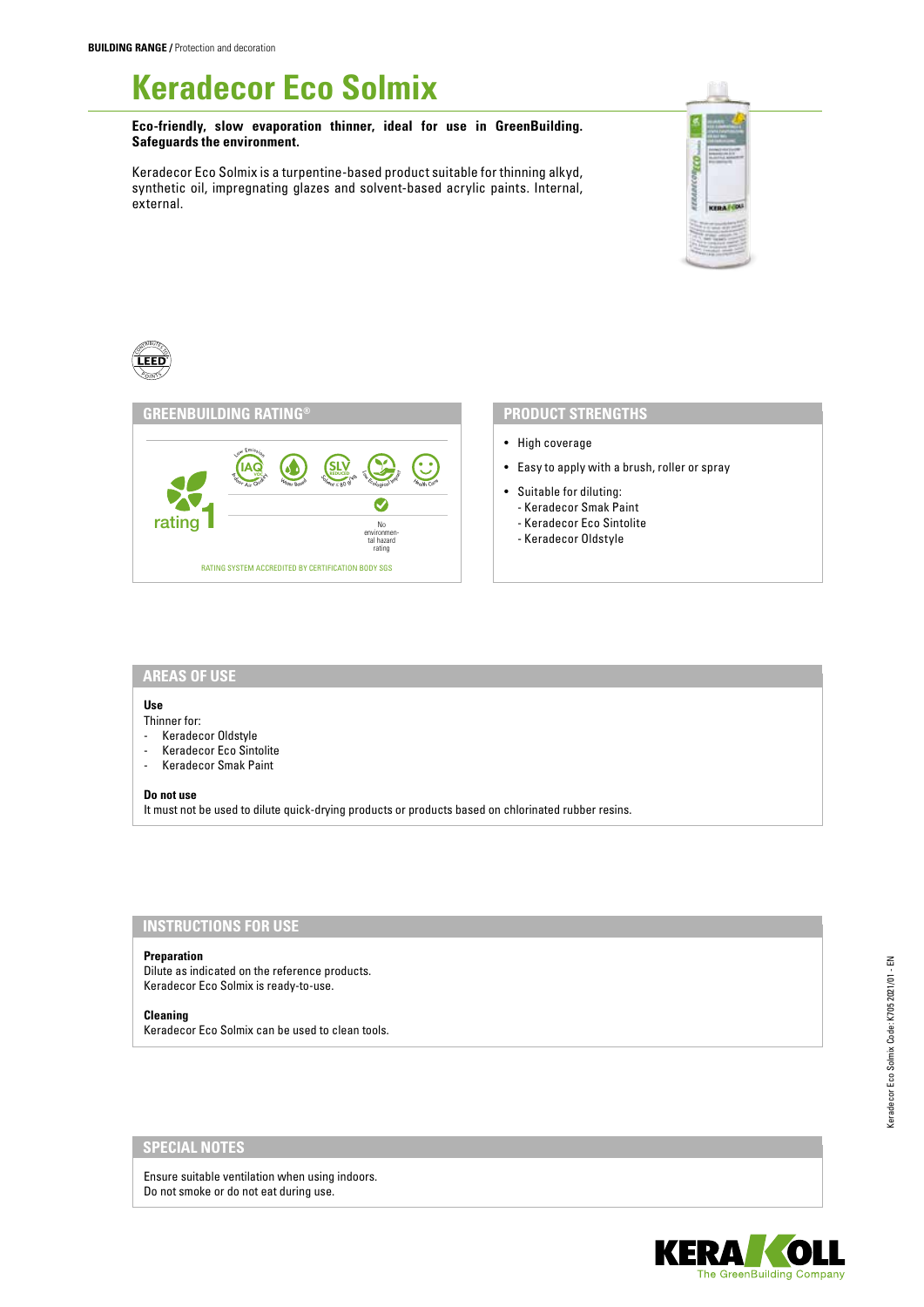**BUILDING RANGE /** Protection and decoration

# Keradecor Eco Solmix

**Eco-friendly, slow evaporation thinner, ideal for use in GreenBuilding. Safeguards the environment.**

Keradecor Eco Solmix is a turpentine-based product suitable for thinning alkyd, synthetic oil, impregnating glazes and solvent-based acrylic paints. Internal, external.

## GREENBUILDING RATING®

rating 1

Low Emission IAQ VOC Indoor Air Quality · Water Based · SLV Reduced Solvent ≤ 80 g/kg · Low Ecological Impact · Health Care

No environmental hazard rating

RATING SYSTEM ACCREDITED BY CERTIFICATION BODY SGS

## PRODUCT STRENGTHS

- High coverage
- Easy to apply with a brush, roller or spray
- Suitable for diluting:
  - Keradecor Smak Paint
  - Keradecor Eco Sintolite
  - Keradecor Oldstyle

## AREAS OF USE

**Use**

Thinner for:

- Keradecor Oldstyle
- Keradecor Eco Sintolite
- Keradecor Smak Paint

**Do not use**

It must not be used to dilute quick-drying products or products based on chlorinated rubber resins.

## INSTRUCTIONS FOR USE

**Preparation**

Dilute as indicated on the reference products.
Keradecor Eco Solmix is ready-to-use.

**Cleaning**

Keradecor Eco Solmix can be used to clean tools.

## SPECIAL NOTES

Ensure suitable ventilation when using indoors.
Do not smoke or do not eat during use.

Keradecor Eco Solmix Code: K705 2021/01 - EN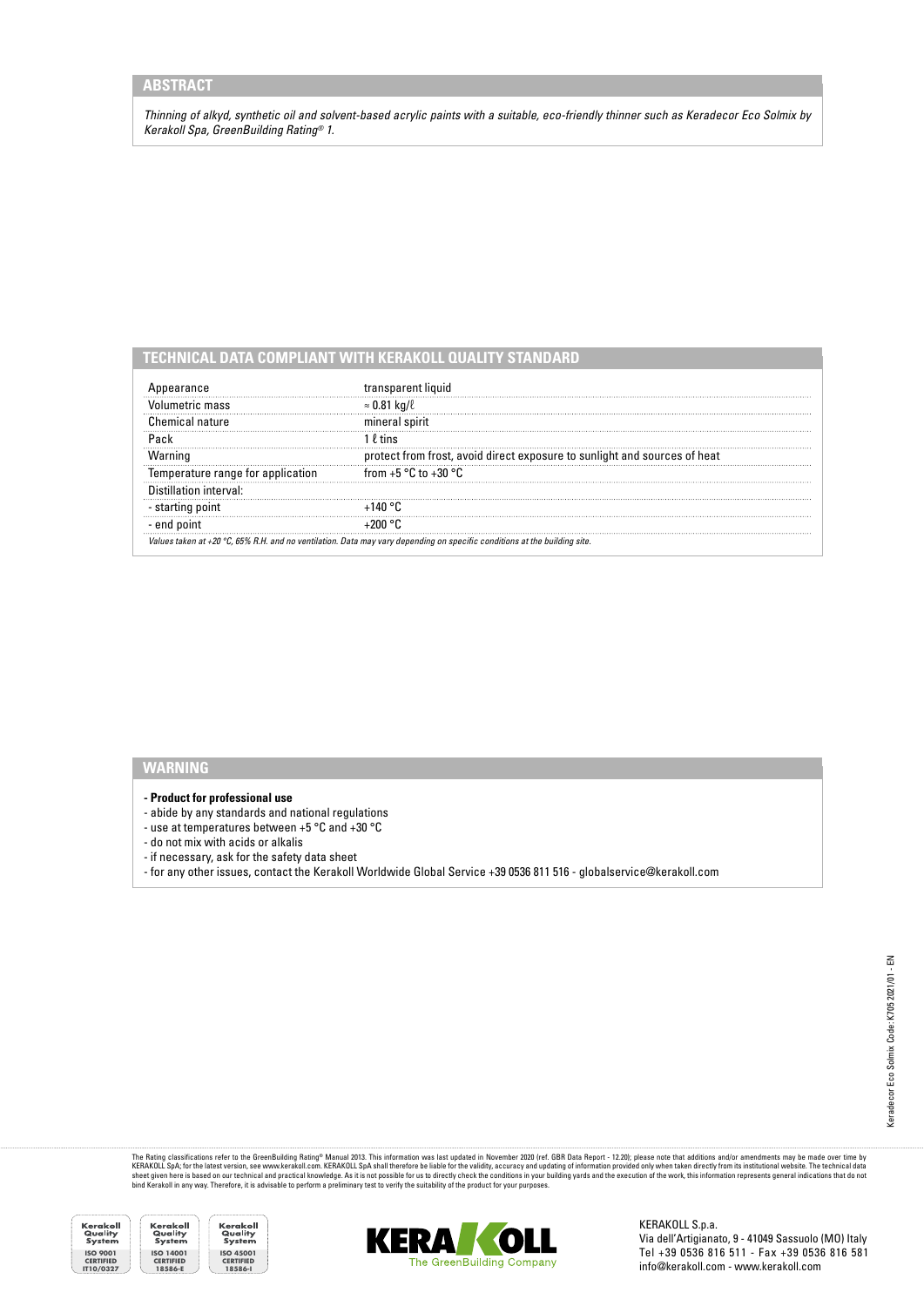## ABSTRACT

*Thinning of alkyd, synthetic oil and solvent-based acrylic paints with a suitable, eco-friendly thinner such as Keradecor Eco Solmix by Kerakoll Spa, GreenBuilding Rating® 1.*

## TECHNICAL DATA COMPLIANT WITH KERAKOLL QUALITY STANDARD

| | |
|---|---|
| Appearance | transparent liquid |
| Volumetric mass | ≈ 0.81 kg/ℓ |
| Chemical nature | mineral spirit |
| Pack | 1 ℓ tins |
| Warning | protect from frost, avoid direct exposure to sunlight and sources of heat |
| Temperature range for application | from +5 °C to +30 °C |
| Distillation interval: | |
| - starting point | +140 °C |
| - end point | +200 °C |

*Values taken at +20 °C, 65% R.H. and no ventilation. Data may vary depending on specific conditions at the building site.*

## WARNING

- **Product for professional use**
- abide by any standards and national regulations
- use at temperatures between +5 °C and +30 °C
- do not mix with acids or alkalis
- if necessary, ask for the safety data sheet
- for any other issues, contact the Kerakoll Worldwide Global Service +39 0536 811 516 - globalservice@kerakoll.com

Keradecor Eco Solmix Code: K705 2021/01 - EN

The Rating classifications refer to the GreenBuilding Rating® Manual 2013. This information was last updated in November 2020 (ref. GBR Data Report - 12.20); please note that additions and/or amendments may be made over time by KERAKOLL SpA; for the latest version, see www.kerakoll.com. KERAKOLL SpA shall therefore be liable for the validity, accuracy and updating of information provided only when taken directly from its institutional website. The technical data sheet given here is based on our technical and practical knowledge. As it is not possible for us to directly check the conditions in your building yards and the execution of the work, this information represents general indications that do not bind Kerakoll in any way. Therefore, it is advisable to perform a preliminary test to verify the suitability of the product for your purposes.

Kerakoll Quality System ISO 9001 CERTIFIED IT10/0327

Kerakoll Quality System ISO 14001 CERTIFIED 18586-E

Kerakoll Quality System ISO 45001 CERTIFIED 18586-I

KERAKOLL The GreenBuilding Company

KERAKOLL S.p.a.
Via dell'Artigianato, 9 - 41049 Sassuolo (MO) Italy
Tel +39 0536 816 511 - Fax +39 0536 816 581
info@kerakoll.com - www.kerakoll.com